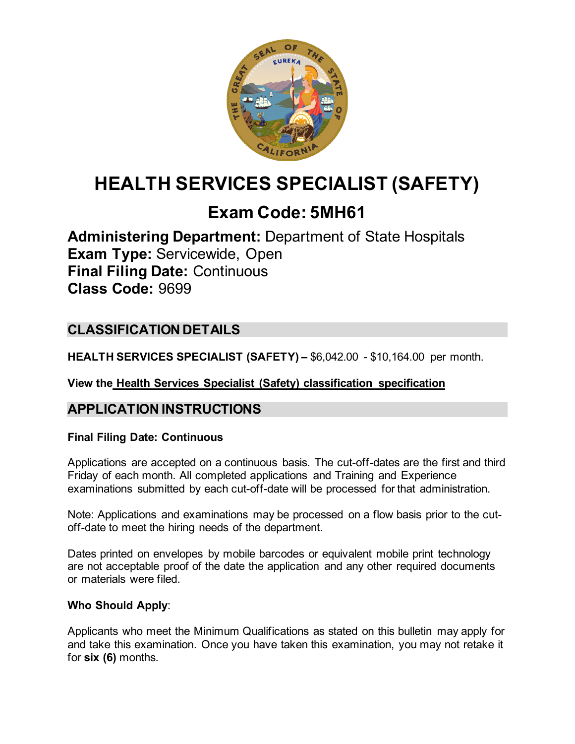# HEALTH SERVICES SPECIALIST (SAFETY)

## Exam Code: 5MH61

**Administering Department:** Department of State Hospitals
**Exam Type:** Servicewide, Open
**Final Filing Date:** Continuous
**Class Code:** 9699

## CLASSIFICATION DETAILS

**HEALTH SERVICES SPECIALIST (SAFETY) –** $6,042.00 - $10,164.00 per month.

**View the Health Services Specialist (Safety) classification specification**

## APPLICATION INSTRUCTIONS

**Final Filing Date: Continuous**

Applications are accepted on a continuous basis. The cut-off-dates are the first and third Friday of each month. All completed applications and Training and Experience examinations submitted by each cut-off-date will be processed for that administration.

Note: Applications and examinations may be processed on a flow basis prior to the cut-off-date to meet the hiring needs of the department.

Dates printed on envelopes by mobile barcodes or equivalent mobile print technology are not acceptable proof of the date the application and any other required documents or materials were filed.

**Who Should Apply**:

Applicants who meet the Minimum Qualifications as stated on this bulletin may apply for and take this examination. Once you have taken this examination, you may not retake it for **six (6)** months.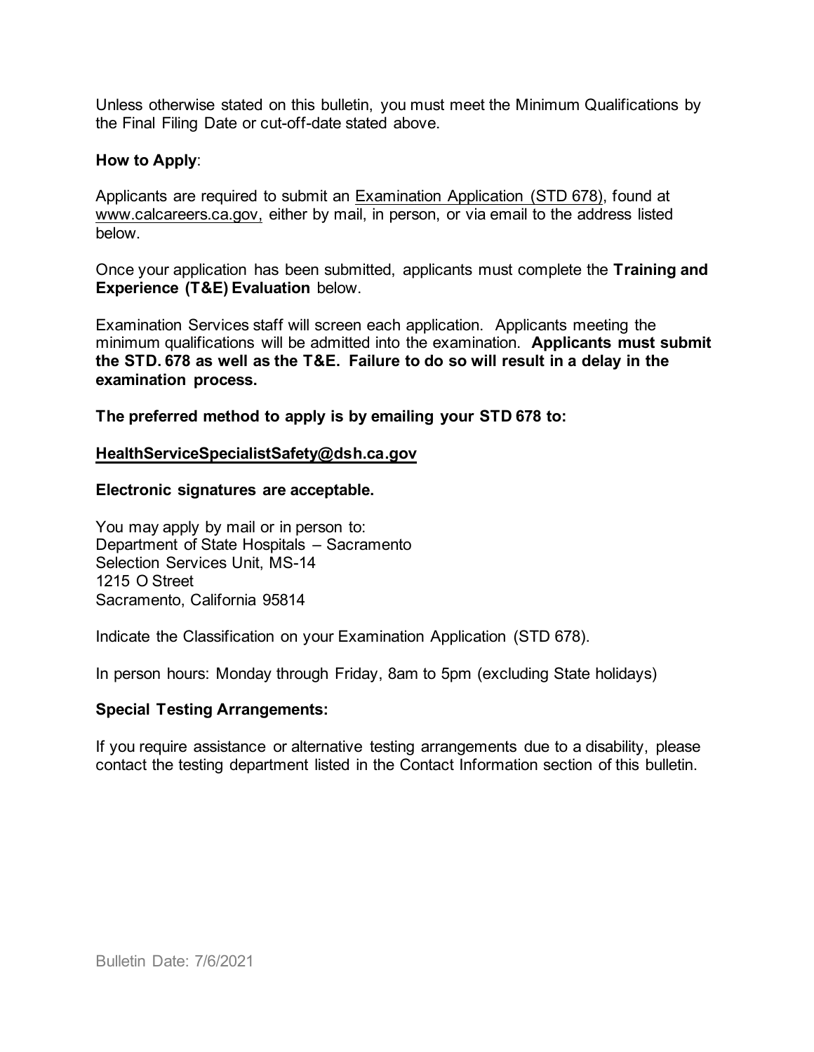Unless otherwise stated on this bulletin, you must meet the Minimum Qualifications by the Final Filing Date or cut-off-date stated above.

**How to Apply**:

Applicants are required to submit an Examination Application (STD 678), found at www.calcareers.ca.gov, either by mail, in person, or via email to the address listed below.

Once your application has been submitted, applicants must complete the **Training and Experience (T&E) Evaluation** below.

Examination Services staff will screen each application. Applicants meeting the minimum qualifications will be admitted into the examination. **Applicants must submit the STD. 678 as well as the T&E. Failure to do so will result in a delay in the examination process.**

**The preferred method to apply is by emailing your STD 678 to:**

**HealthServiceSpecialistSafety@dsh.ca.gov**

**Electronic signatures are acceptable.**

You may apply by mail or in person to:
Department of State Hospitals – Sacramento
Selection Services Unit, MS-14
1215 O Street
Sacramento, California 95814

Indicate the Classification on your Examination Application (STD 678).

In person hours: Monday through Friday, 8am to 5pm (excluding State holidays)

**Special Testing Arrangements:**

If you require assistance or alternative testing arrangements due to a disability, please contact the testing department listed in the Contact Information section of this bulletin.

Bulletin Date: 7/6/2021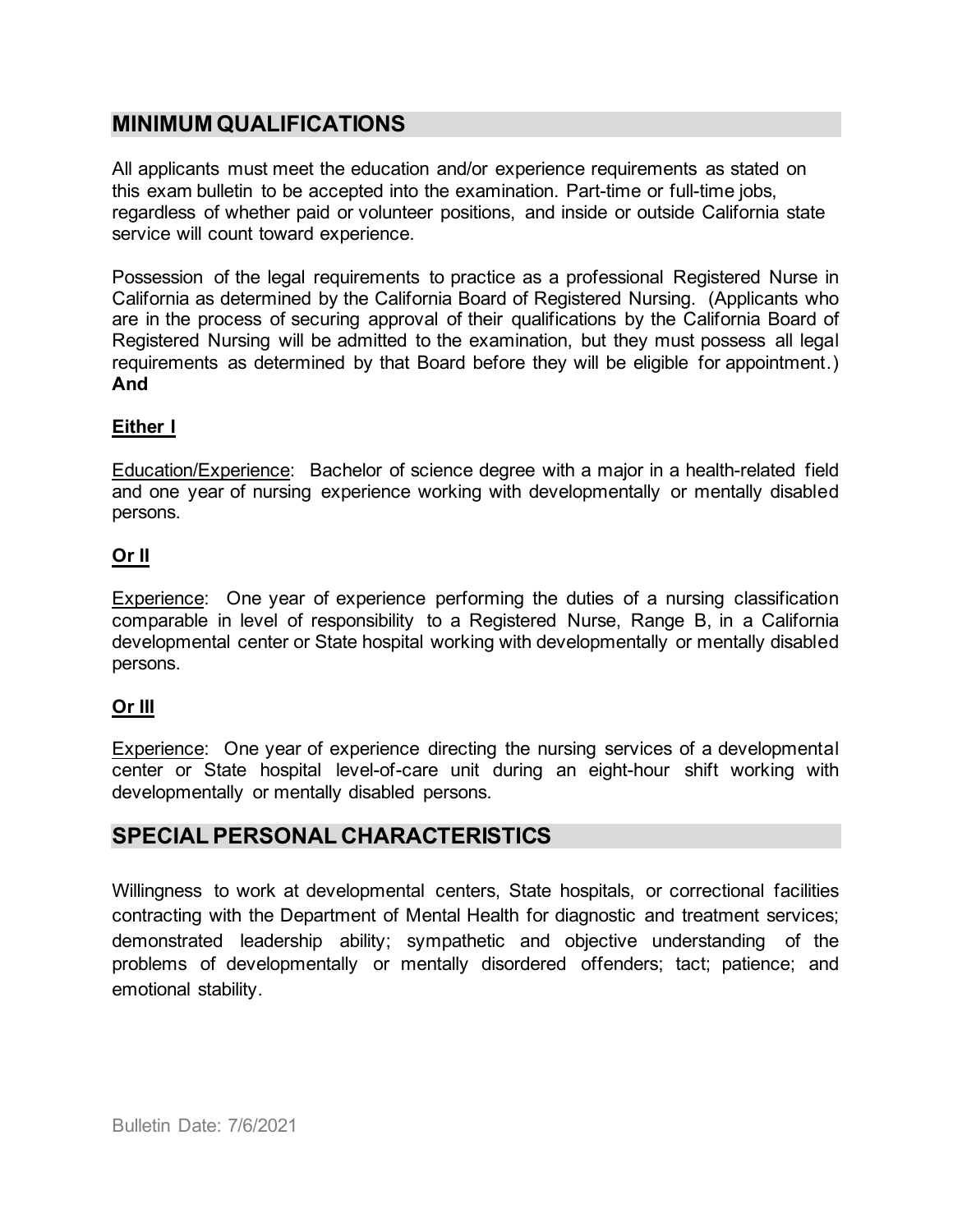## MINIMUM QUALIFICATIONS

All applicants must meet the education and/or experience requirements as stated on this exam bulletin to be accepted into the examination. Part-time or full-time jobs, regardless of whether paid or volunteer positions, and inside or outside California state service will count toward experience.

Possession of the legal requirements to practice as a professional Registered Nurse in California as determined by the California Board of Registered Nursing. (Applicants who are in the process of securing approval of their qualifications by the California Board of Registered Nursing will be admitted to the examination, but they must possess all legal requirements as determined by that Board before they will be eligible for appointment.)
**And**

**Either I**

Education/Experience: Bachelor of science degree with a major in a health-related field and one year of nursing experience working with developmentally or mentally disabled persons.

**Or II**

Experience: One year of experience performing the duties of a nursing classification comparable in level of responsibility to a Registered Nurse, Range B, in a California developmental center or State hospital working with developmentally or mentally disabled persons.

**Or III**

Experience: One year of experience directing the nursing services of a developmental center or State hospital level-of-care unit during an eight-hour shift working with developmentally or mentally disabled persons.

## SPECIAL PERSONAL CHARACTERISTICS

Willingness to work at developmental centers, State hospitals, or correctional facilities contracting with the Department of Mental Health for diagnostic and treatment services; demonstrated leadership ability; sympathetic and objective understanding of the problems of developmentally or mentally disordered offenders; tact; patience; and emotional stability.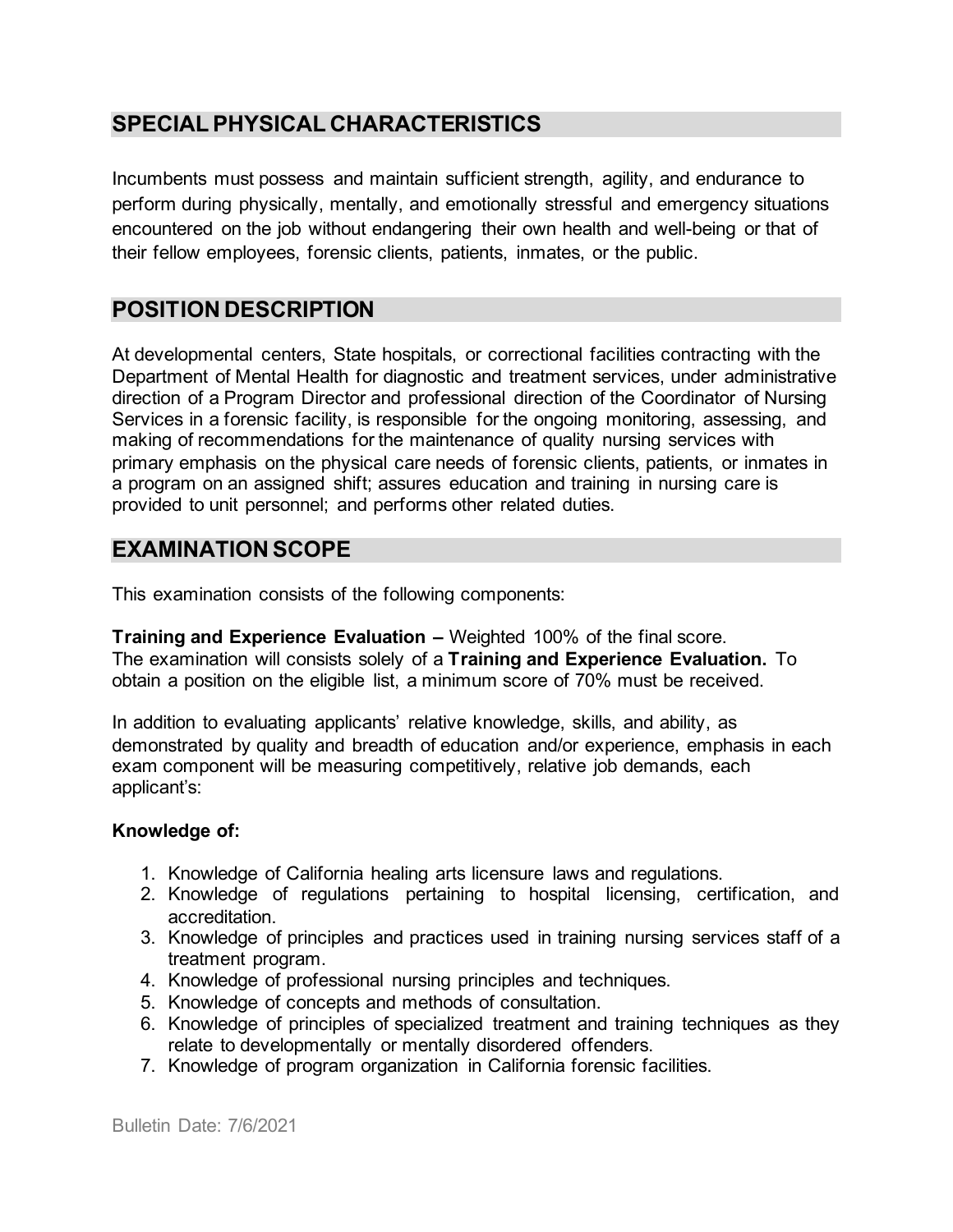## SPECIAL PHYSICAL CHARACTERISTICS

Incumbents must possess and maintain sufficient strength, agility, and endurance to perform during physically, mentally, and emotionally stressful and emergency situations encountered on the job without endangering their own health and well-being or that of their fellow employees, forensic clients, patients, inmates, or the public.

## POSITION DESCRIPTION

At developmental centers, State hospitals, or correctional facilities contracting with the Department of Mental Health for diagnostic and treatment services, under administrative direction of a Program Director and professional direction of the Coordinator of Nursing Services in a forensic facility, is responsible for the ongoing monitoring, assessing, and making of recommendations for the maintenance of quality nursing services with primary emphasis on the physical care needs of forensic clients, patients, or inmates in a program on an assigned shift; assures education and training in nursing care is provided to unit personnel; and performs other related duties.

## EXAMINATION SCOPE

This examination consists of the following components:

**Training and Experience Evaluation –** Weighted 100% of the final score.
The examination will consists solely of a **Training and Experience Evaluation.** To obtain a position on the eligible list, a minimum score of 70% must be received.

In addition to evaluating applicants' relative knowledge, skills, and ability, as demonstrated by quality and breadth of education and/or experience, emphasis in each exam component will be measuring competitively, relative job demands, each applicant's:

**Knowledge of:**

1. Knowledge of California healing arts licensure laws and regulations.
2. Knowledge of regulations pertaining to hospital licensing, certification, and accreditation.
3. Knowledge of principles and practices used in training nursing services staff of a treatment program.
4. Knowledge of professional nursing principles and techniques.
5. Knowledge of concepts and methods of consultation.
6. Knowledge of principles of specialized treatment and training techniques as they relate to developmentally or mentally disordered offenders.
7. Knowledge of program organization in California forensic facilities.

Bulletin Date: 7/6/2021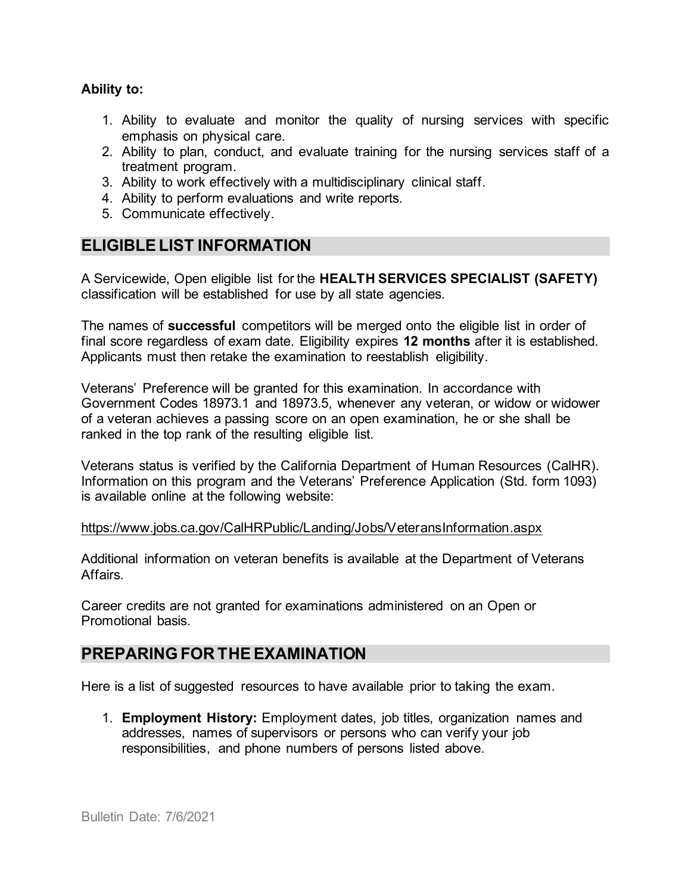**Ability to:**

1. Ability to evaluate and monitor the quality of nursing services with specific emphasis on physical care.
2. Ability to plan, conduct, and evaluate training for the nursing services staff of a treatment program.
3. Ability to work effectively with a multidisciplinary clinical staff.
4. Ability to perform evaluations and write reports.
5. Communicate effectively.

## ELIGIBLE LIST INFORMATION

A Servicewide, Open eligible list for the **HEALTH SERVICES SPECIALIST (SAFETY)** classification will be established for use by all state agencies.

The names of **successful** competitors will be merged onto the eligible list in order of final score regardless of exam date. Eligibility expires **12 months** after it is established. Applicants must then retake the examination to reestablish eligibility.

Veterans' Preference will be granted for this examination. In accordance with Government Codes 18973.1 and 18973.5, whenever any veteran, or widow or widower of a veteran achieves a passing score on an open examination, he or she shall be ranked in the top rank of the resulting eligible list.

Veterans status is verified by the California Department of Human Resources (CalHR). Information on this program and the Veterans' Preference Application (Std. form 1093) is available online at the following website:

https://www.jobs.ca.gov/CalHRPublic/Landing/Jobs/VeteransInformation.aspx

Additional information on veteran benefits is available at the Department of Veterans Affairs.

Career credits are not granted for examinations administered on an Open or Promotional basis.

## PREPARING FOR THE EXAMINATION

Here is a list of suggested resources to have available prior to taking the exam.

1. **Employment History:** Employment dates, job titles, organization names and addresses, names of supervisors or persons who can verify your job responsibilities, and phone numbers of persons listed above.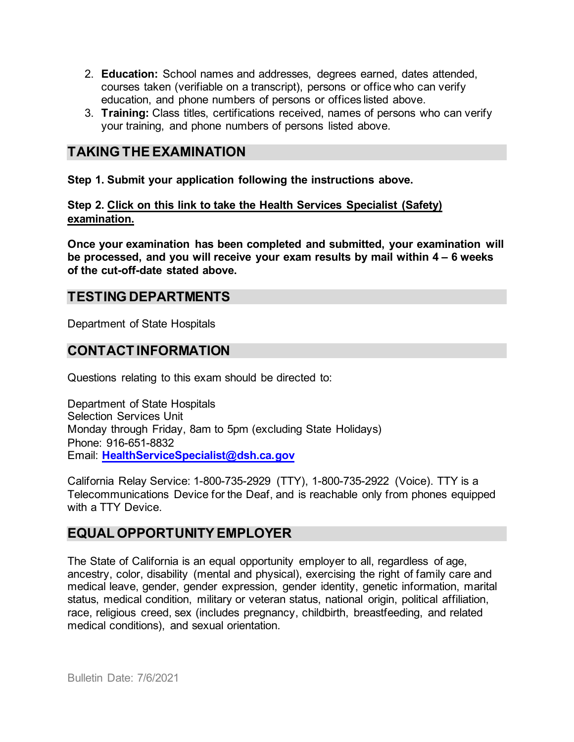2. **Education:** School names and addresses, degrees earned, dates attended, courses taken (verifiable on a transcript), persons or office who can verify education, and phone numbers of persons or offices listed above.
3. **Training:** Class titles, certifications received, names of persons who can verify your training, and phone numbers of persons listed above.

## TAKING THE EXAMINATION

**Step 1. Submit your application following the instructions above.**

**Step 2. Click on this link to take the Health Services Specialist (Safety) examination.**

**Once your examination has been completed and submitted, your examination will be processed, and you will receive your exam results by mail within 4 – 6 weeks of the cut-off-date stated above.**

## TESTING DEPARTMENTS

Department of State Hospitals

## CONTACT INFORMATION

Questions relating to this exam should be directed to:

Department of State Hospitals
Selection Services Unit
Monday through Friday, 8am to 5pm (excluding State Holidays)
Phone: 916-651-8832
Email: **HealthServiceSpecialist@dsh.ca.gov**

California Relay Service: 1-800-735-2929 (TTY), 1-800-735-2922 (Voice). TTY is a Telecommunications Device for the Deaf, and is reachable only from phones equipped with a TTY Device.

## EQUAL OPPORTUNITY EMPLOYER

The State of California is an equal opportunity employer to all, regardless of age, ancestry, color, disability (mental and physical), exercising the right of family care and medical leave, gender, gender expression, gender identity, genetic information, marital status, medical condition, military or veteran status, national origin, political affiliation, race, religious creed, sex (includes pregnancy, childbirth, breastfeeding, and related medical conditions), and sexual orientation.

Bulletin Date: 7/6/2021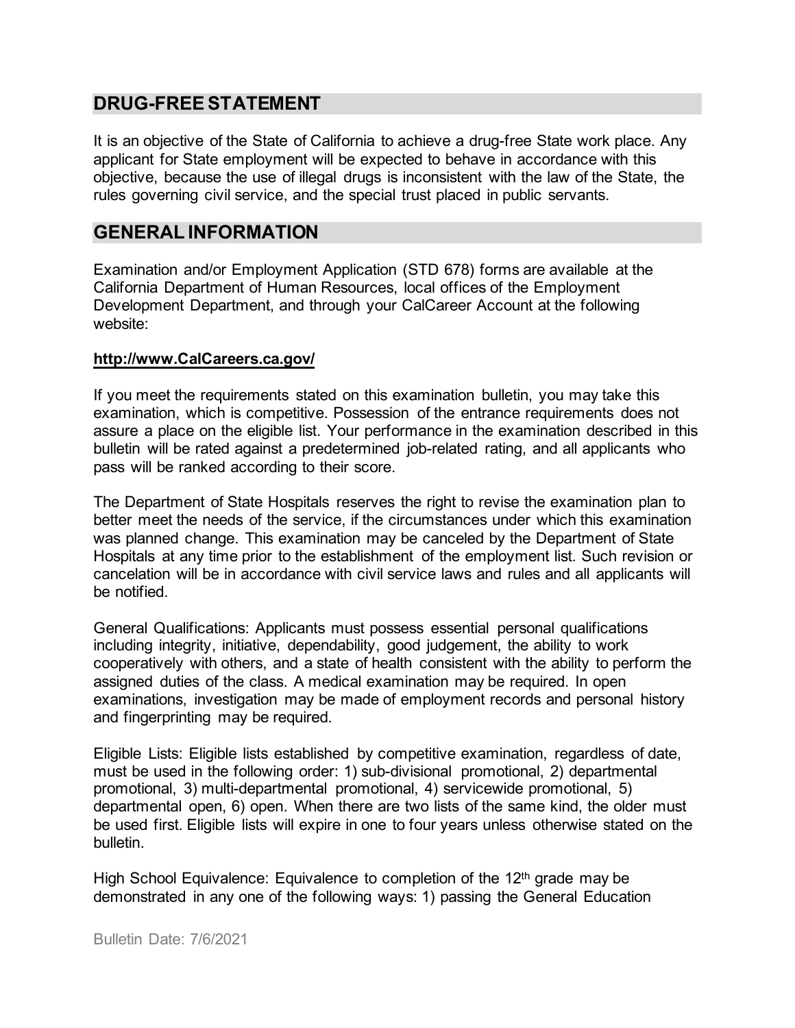## DRUG-FREE STATEMENT

It is an objective of the State of California to achieve a drug-free State work place. Any applicant for State employment will be expected to behave in accordance with this objective, because the use of illegal drugs is inconsistent with the law of the State, the rules governing civil service, and the special trust placed in public servants.

## GENERAL INFORMATION

Examination and/or Employment Application (STD 678) forms are available at the California Department of Human Resources, local offices of the Employment Development Department, and through your CalCareer Account at the following website:

**http://www.CalCareers.ca.gov/**

If you meet the requirements stated on this examination bulletin, you may take this examination, which is competitive. Possession of the entrance requirements does not assure a place on the eligible list. Your performance in the examination described in this bulletin will be rated against a predetermined job-related rating, and all applicants who pass will be ranked according to their score.

The Department of State Hospitals reserves the right to revise the examination plan to better meet the needs of the service, if the circumstances under which this examination was planned change. This examination may be canceled by the Department of State Hospitals at any time prior to the establishment of the employment list. Such revision or cancelation will be in accordance with civil service laws and rules and all applicants will be notified.

General Qualifications: Applicants must possess essential personal qualifications including integrity, initiative, dependability, good judgement, the ability to work cooperatively with others, and a state of health consistent with the ability to perform the assigned duties of the class. A medical examination may be required. In open examinations, investigation may be made of employment records and personal history and fingerprinting may be required.

Eligible Lists: Eligible lists established by competitive examination, regardless of date, must be used in the following order: 1) sub-divisional promotional, 2) departmental promotional, 3) multi-departmental promotional, 4) servicewide promotional, 5) departmental open, 6) open. When there are two lists of the same kind, the older must be used first. Eligible lists will expire in one to four years unless otherwise stated on the bulletin.

High School Equivalence: Equivalence to completion of the 12th grade may be demonstrated in any one of the following ways: 1) passing the General Education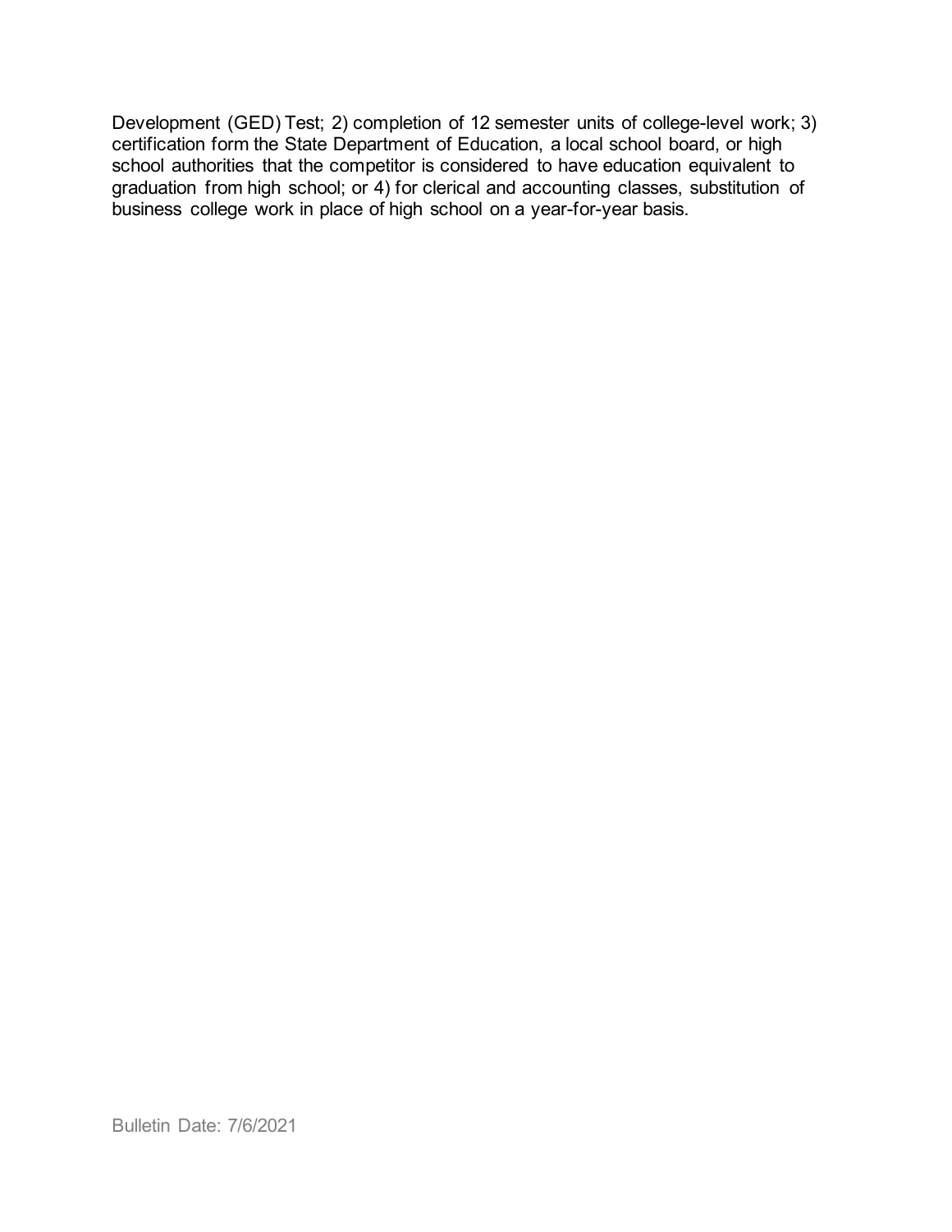Development (GED) Test; 2) completion of 12 semester units of college-level work; 3) certification form the State Department of Education, a local school board, or high school authorities that the competitor is considered to have education equivalent to graduation from high school; or 4) for clerical and accounting classes, substitution of business college work in place of high school on a year-for-year basis.

Bulletin Date: 7/6/2021